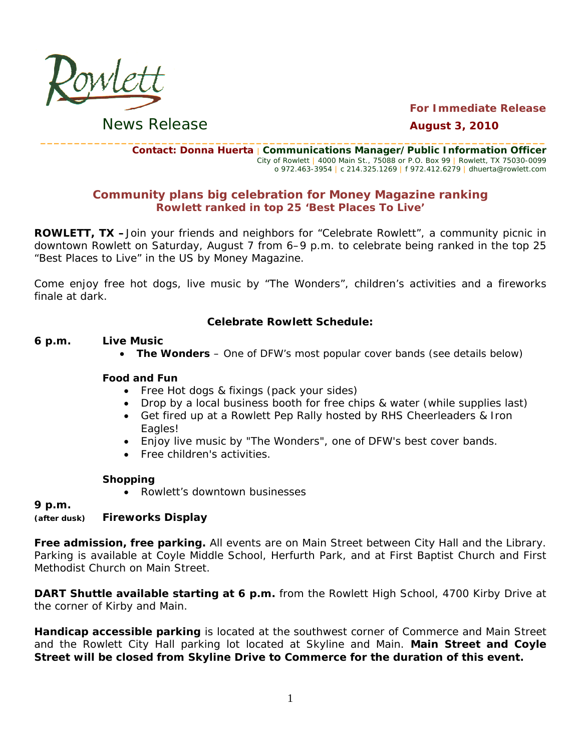Rowlett

News Release

**For Immediate Release**

**August 3, 2010**

---

**Contact: Donna Huerta** | **Communications Manager/Public Information Officer**
City of Rowlett | 4000 Main St., 75088 or P.O. Box 99 | Rowlett, TX 75030-0099
o 972.463-3954 | c 214.325.1269 | f 972.412.6279 | dhuerta@rowlett.com

## Community plans big celebration for Money Magazine ranking
### Rowlett ranked in top 25 'Best Places To Live'

**ROWLETT, TX –** Join your friends and neighbors for "Celebrate Rowlett", a community picnic in downtown Rowlett on Saturday, August 7 from 6–9 p.m. to celebrate being ranked in the top 25 "Best Places to Live" in the US by Money Magazine.

Come enjoy free hot dogs, live music by "The Wonders", children's activities and a fireworks finale at dark.

**Celebrate Rowlett Schedule:**

**6 p.m.** **Live Music**

- **The Wonders** – One of DFW's most popular cover bands (see details below)

**Food and Fun**

- Free Hot dogs & fixings (pack your sides)
- Drop by a local business booth for free chips & water (while supplies last)
- Get fired up at a Rowlett Pep Rally hosted by RHS Cheerleaders & Iron Eagles!
- Enjoy live music by "The Wonders", one of DFW's best cover bands.
- Free children's activities.

**Shopping**

- Rowlett's downtown businesses

**9 p.m.**
**(after dusk)** **Fireworks Display**

**Free admission, free parking.** All events are on Main Street between City Hall and the Library. Parking is available at Coyle Middle School, Herfurth Park, and at First Baptist Church and First Methodist Church on Main Street.

**DART Shuttle available starting at 6 p.m.** from the Rowlett High School, 4700 Kirby Drive at the corner of Kirby and Main.

**Handicap accessible parking** is located at the southwest corner of Commerce and Main Street and the Rowlett City Hall parking lot located at Skyline and Main. **Main Street and Coyle Street will be closed from Skyline Drive to Commerce for the duration of this event.**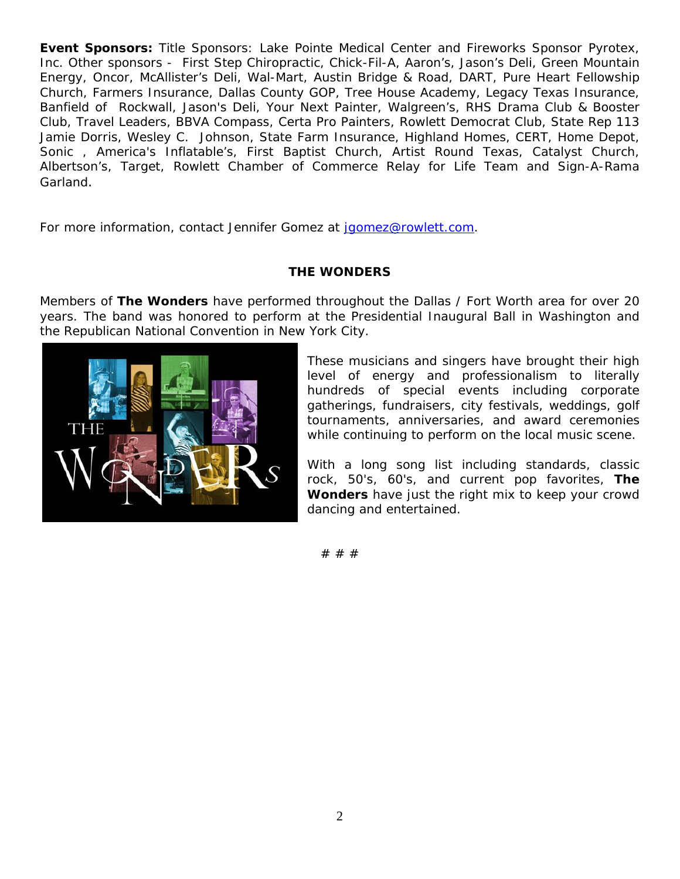**Event Sponsors:** Title Sponsors: Lake Pointe Medical Center and Fireworks Sponsor Pyrotex, Inc. Other sponsors - First Step Chiropractic, Chick-Fil-A, Aaron's, Jason's Deli, Green Mountain Energy, Oncor, McAllister's Deli, Wal-Mart, Austin Bridge & Road, DART, Pure Heart Fellowship Church, Farmers Insurance, Dallas County GOP, Tree House Academy, Legacy Texas Insurance, Banfield of Rockwall, Jason's Deli, Your Next Painter, Walgreen's, RHS Drama Club & Booster Club, Travel Leaders, BBVA Compass, Certa Pro Painters, Rowlett Democrat Club, State Rep 113 Jamie Dorris, Wesley C. Johnson, State Farm Insurance, Highland Homes, CERT, Home Depot, Sonic , America's Inflatable's, First Baptist Church, Artist Round Texas, Catalyst Church, Albertson's, Target, Rowlett Chamber of Commerce Relay for Life Team and Sign-A-Rama Garland.

For more information, contact Jennifer Gomez at jgomez@rowlett.com.

## THE WONDERS

Members of **The Wonders** have performed throughout the Dallas / Fort Worth area for over 20 years. The band was honored to perform at the Presidential Inaugural Ball in Washington and the Republican National Convention in New York City.

These musicians and singers have brought their high level of energy and professionalism to literally hundreds of special events including corporate gatherings, fundraisers, city festivals, weddings, golf tournaments, anniversaries, and award ceremonies while continuing to perform on the local music scene.

With a long song list including standards, classic rock, 50's, 60's, and current pop favorites, **The Wonders** have just the right mix to keep your crowd dancing and entertained.

# # #